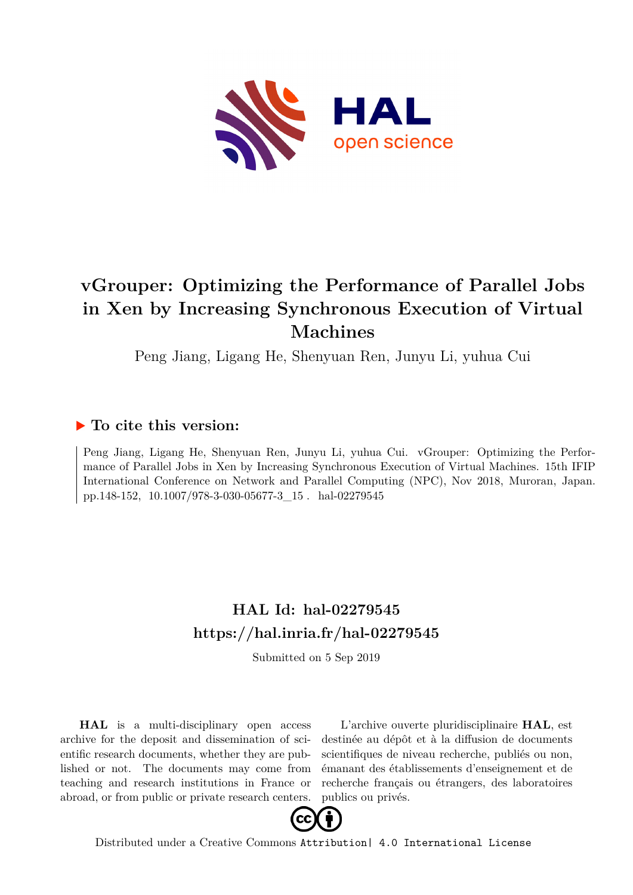# vGrouper: Optimizing the Performance of Parallel Jobs in Xen by Increasing Synchronous Execution of Virtual Machines

Peng Jiang, Ligang He, Shenyuan Ren, Junyu Li, yuhua Cui

## ▶ To cite this version:

Peng Jiang, Ligang He, Shenyuan Ren, Junyu Li, yuhua Cui. vGrouper: Optimizing the Performance of Parallel Jobs in Xen by Increasing Synchronous Execution of Virtual Machines. 15th IFIP International Conference on Network and Parallel Computing (NPC), Nov 2018, Muroran, Japan. pp.148-152, 10.1007/978-3-030-05677-3_15 . hal-02279545

## HAL Id: hal-02279545

## https://hal.inria.fr/hal-02279545

Submitted on 5 Sep 2019

**HAL** is a multi-disciplinary open access archive for the deposit and dissemination of scientific research documents, whether they are published or not. The documents may come from teaching and research institutions in France or abroad, or from public or private research centers.

L'archive ouverte pluridisciplinaire **HAL**, est destinée au dépôt et à la diffusion de documents scientifiques de niveau recherche, publiés ou non, émanant des établissements d'enseignement et de recherche français ou étrangers, des laboratoires publics ou privés.

Distributed under a Creative Commons Attribution| 4.0 International License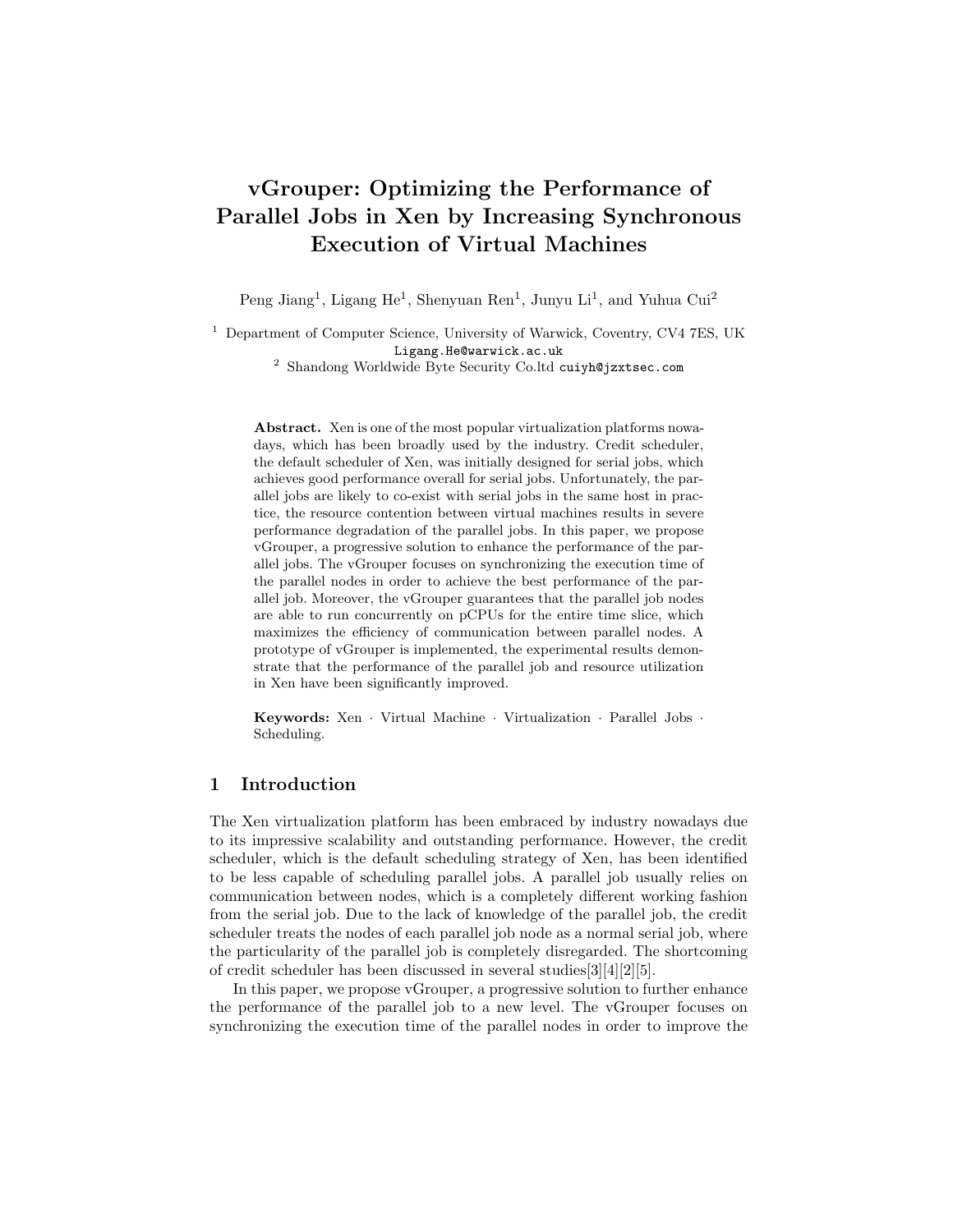# vGrouper: Optimizing the Performance of Parallel Jobs in Xen by Increasing Synchronous Execution of Virtual Machines

Peng Jiang[1], Ligang He[1], Shenyuan Ren[1], Junyu Li[1], and Yuhua Cui[2]

[1] Department of Computer Science, University of Warwick, Coventry, CV4 7ES, UK
Ligang.He@warwick.ac.uk

[2] Shandong Worldwide Byte Security Co.ltd cuiyh@jzxtsec.com

**Abstract.** Xen is one of the most popular virtualization platforms nowadays, which has been broadly used by the industry. Credit scheduler, the default scheduler of Xen, was initially designed for serial jobs, which achieves good performance overall for serial jobs. Unfortunately, the parallel jobs are likely to co-exist with serial jobs in the same host in practice, the resource contention between virtual machines results in severe performance degradation of the parallel jobs. In this paper, we propose vGrouper, a progressive solution to enhance the performance of the parallel jobs. The vGrouper focuses on synchronizing the execution time of the parallel nodes in order to achieve the best performance of the parallel job. Moreover, the vGrouper guarantees that the parallel job nodes are able to run concurrently on pCPUs for the entire time slice, which maximizes the efficiency of communication between parallel nodes. A prototype of vGrouper is implemented, the experimental results demonstrate that the performance of the parallel job and resource utilization in Xen have been significantly improved.

**Keywords:** Xen · Virtual Machine · Virtualization · Parallel Jobs · Scheduling.

## 1 Introduction

The Xen virtualization platform has been embraced by industry nowadays due to its impressive scalability and outstanding performance. However, the credit scheduler, which is the default scheduling strategy of Xen, has been identified to be less capable of scheduling parallel jobs. A parallel job usually relies on communication between nodes, which is a completely different working fashion from the serial job. Due to the lack of knowledge of the parallel job, the credit scheduler treats the nodes of each parallel job node as a normal serial job, where the particularity of the parallel job is completely disregarded. The shortcoming of credit scheduler has been discussed in several studies[3][4][2][5].

In this paper, we propose vGrouper, a progressive solution to further enhance the performance of the parallel job to a new level. The vGrouper focuses on synchronizing the execution time of the parallel nodes in order to improve the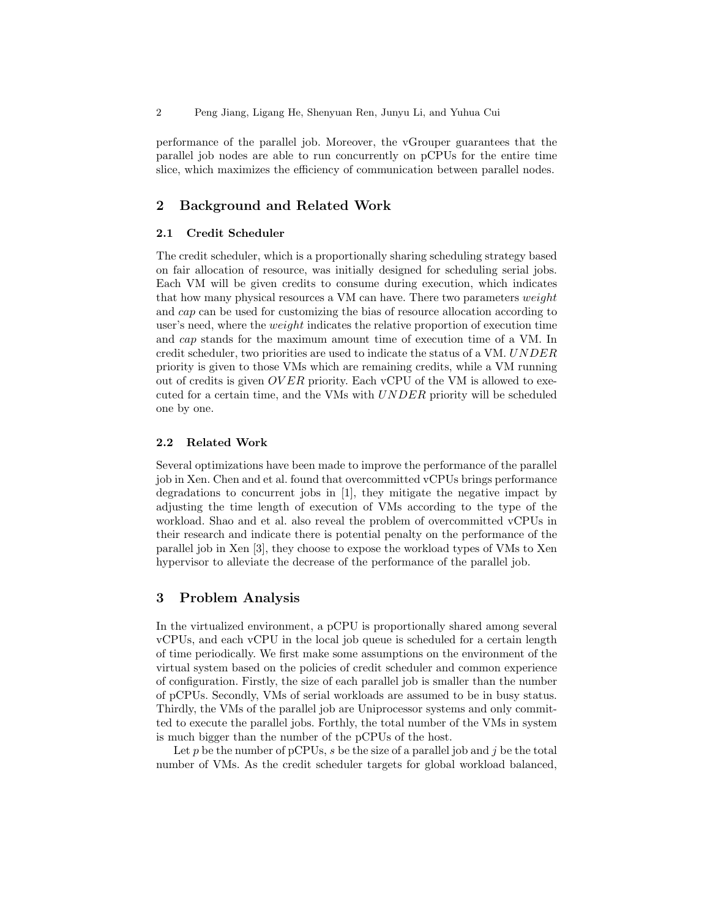performance of the parallel job. Moreover, the vGrouper guarantees that the parallel job nodes are able to run concurrently on pCPUs for the entire time slice, which maximizes the efficiency of communication between parallel nodes.

## 2 Background and Related Work

### 2.1 Credit Scheduler

The credit scheduler, which is a proportionally sharing scheduling strategy based on fair allocation of resource, was initially designed for scheduling serial jobs. Each VM will be given credits to consume during execution, which indicates that how many physical resources a VM can have. There two parameters *weight* and *cap* can be used for customizing the bias of resource allocation according to user's need, where the *weight* indicates the relative proportion of execution time and *cap* stands for the maximum amount time of execution time of a VM. In credit scheduler, two priorities are used to indicate the status of a VM. $UNDER$ priority is given to those VMs which are remaining credits, while a VM running out of credits is given $OVER$ priority. Each vCPU of the VM is allowed to executed for a certain time, and the VMs with $UNDER$ priority will be scheduled one by one.

### 2.2 Related Work

Several optimizations have been made to improve the performance of the parallel job in Xen. Chen and et al. found that overcommitted vCPUs brings performance degradations to concurrent jobs in [1], they mitigate the negative impact by adjusting the time length of execution of VMs according to the type of the workload. Shao and et al. also reveal the problem of overcommitted vCPUs in their research and indicate there is potential penalty on the performance of the parallel job in Xen [3], they choose to expose the workload types of VMs to Xen hypervisor to alleviate the decrease of the performance of the parallel job.

## 3 Problem Analysis

In the virtualized environment, a pCPU is proportionally shared among several vCPUs, and each vCPU in the local job queue is scheduled for a certain length of time periodically. We first make some assumptions on the environment of the virtual system based on the policies of credit scheduler and common experience of configuration. Firstly, the size of each parallel job is smaller than the number of pCPUs. Secondly, VMs of serial workloads are assumed to be in busy status. Thirdly, the VMs of the parallel job are Uniprocessor systems and only committed to execute the parallel jobs. Forthly, the total number of the VMs in system is much bigger than the number of the pCPUs of the host.

Let $p$ be the number of pCPUs, $s$ be the size of a parallel job and $j$ be the total number of VMs. As the credit scheduler targets for global workload balanced,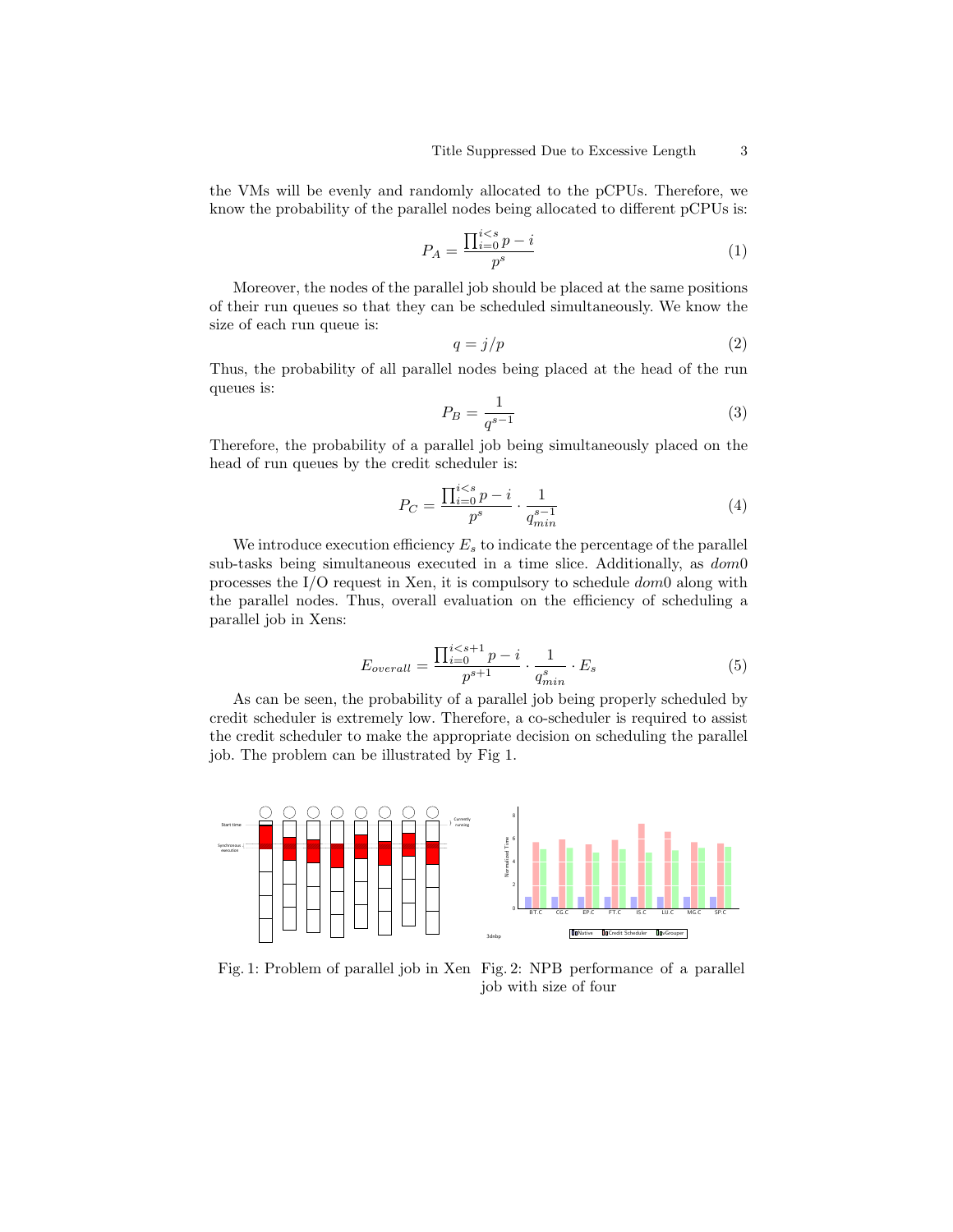the VMs will be evenly and randomly allocated to the pCPUs. Therefore, we know the probability of the parallel nodes being allocated to different pCPUs is:

$$P_A = \frac{\prod_{i=0}^{i<s} p - i}{p^s} \tag{1}$$

Moreover, the nodes of the parallel job should be placed at the same positions of their run queues so that they can be scheduled simultaneously. We know the size of each run queue is:

$$q = j/p \tag{2}$$

Thus, the probability of all parallel nodes being placed at the head of the run queues is:

$$P_B = \frac{1}{q^{s-1}} \tag{3}$$

Therefore, the probability of a parallel job being simultaneously placed on the head of run queues by the credit scheduler is:

$$P_C = \frac{\prod_{i=0}^{i<s} p - i}{p^s} \cdot \frac{1}{q_{min}^{s-1}} \tag{4}$$

We introduce execution efficiency $E_s$ to indicate the percentage of the parallel sub-tasks being simultaneous executed in a time slice. Additionally, as *dom*0 processes the I/O request in Xen, it is compulsory to schedule *dom*0 along with the parallel nodes. Thus, overall evaluation on the efficiency of scheduling a parallel job in Xens:

$$E_{overall} = \frac{\prod_{i=0}^{i<s+1} p - i}{p^{s+1}} \cdot \frac{1}{q_{min}^{s}} \cdot E_s \tag{5}$$

As can be seen, the probability of a parallel job being properly scheduled by credit scheduler is extremely low. Therefore, a co-scheduler is required to assist the credit scheduler to make the appropriate decision on scheduling the parallel job. The problem can be illustrated by Fig 1.

Start time

Synchronous execution

Currently running

Fig. 1: Problem of parallel job in Xen

Normalized Time

0
2
4
6
8

BT.C CG.C EP.C FT.C IS.C LU.C MG.C SP.C

3dnbp

Native Credit Scheduler vGrouper

Fig. 2: NPB performance of a parallel job with size of four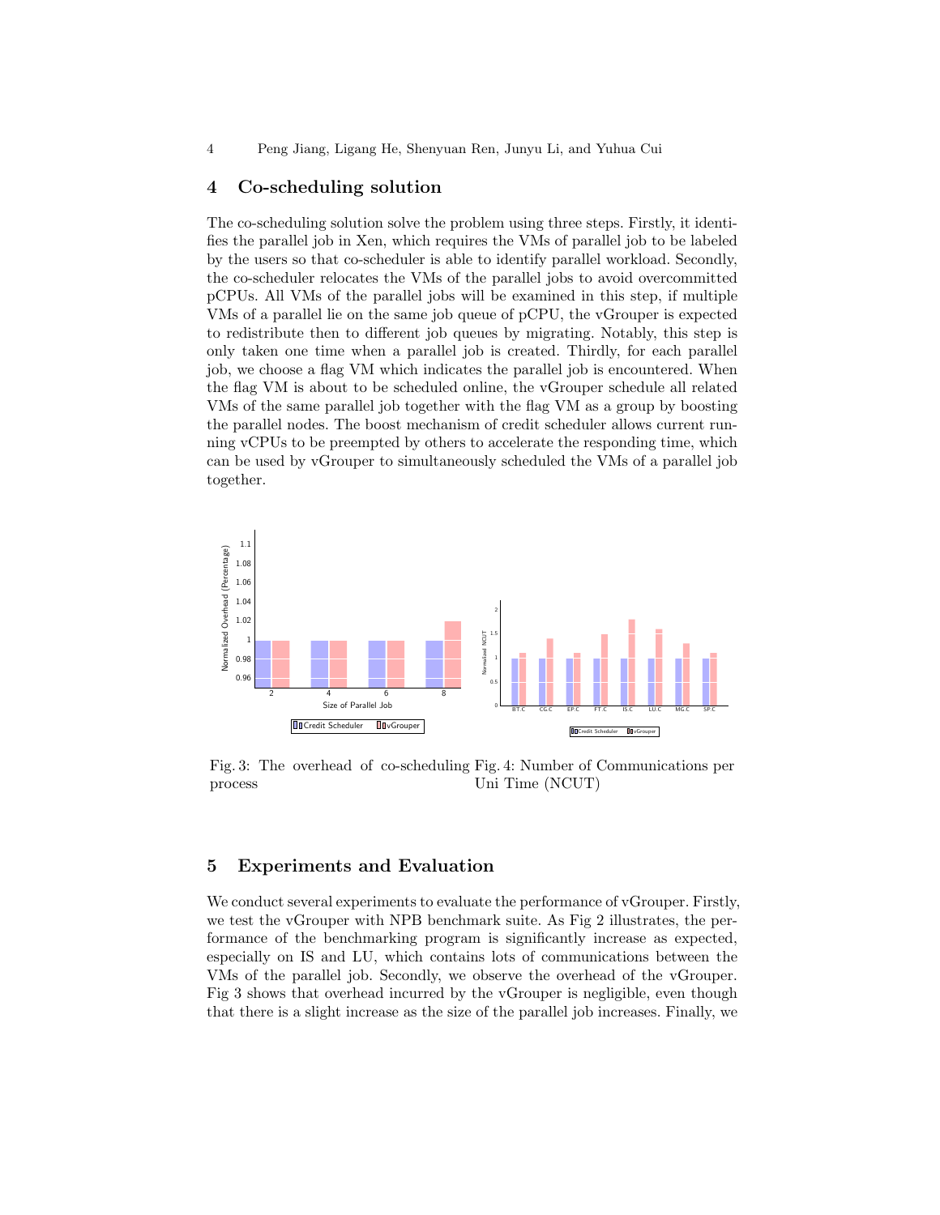## 4 Co-scheduling solution

The co-scheduling solution solve the problem using three steps. Firstly, it identifies the parallel job in Xen, which requires the VMs of parallel job to be labeled by the users so that co-scheduler is able to identify parallel workload. Secondly, the co-scheduler relocates the VMs of the parallel jobs to avoid overcommitted pCPUs. All VMs of the parallel jobs will be examined in this step, if multiple VMs of a parallel lie on the same job queue of pCPU, the vGrouper is expected to redistribute then to different job queues by migrating. Notably, this step is only taken one time when a parallel job is created. Thirdly, for each parallel job, we choose a flag VM which indicates the parallel job is encountered. When the flag VM is about to be scheduled online, the vGrouper schedule all related VMs of the same parallel job together with the flag VM as a group by boosting the parallel nodes. The boost mechanism of credit scheduler allows current running vCPUs to be preempted by others to accelerate the responding time, which can be used by vGrouper to simultaneously scheduled the VMs of a parallel job together.

Normalized Overhead (Percentage)
1.1
1.08
1.06
1.04
1.02
1
0.98
0.96
2
4
6
8
Size of Parallel Job
Credit Scheduler
vGrouper

Fig. 3: The overhead of co-scheduling process

Normalized NCUT
2
1.5
1
0.5
0
BT.C
CG.C
EP.C
FT.C
IS.C
LU.C
MG.C
SP.C
Credit Scheduler
vGrouper

Fig. 4: Number of Communications per Uni Time (NCUT)

## 5 Experiments and Evaluation

We conduct several experiments to evaluate the performance of vGrouper. Firstly, we test the vGrouper with NPB benchmark suite. As Fig 2 illustrates, the performance of the benchmarking program is significantly increase as expected, especially on IS and LU, which contains lots of communications between the VMs of the parallel job. Secondly, we observe the overhead of the vGrouper. Fig 3 shows that overhead incurred by the vGrouper is negligible, even though that there is a slight increase as the size of the parallel job increases. Finally, we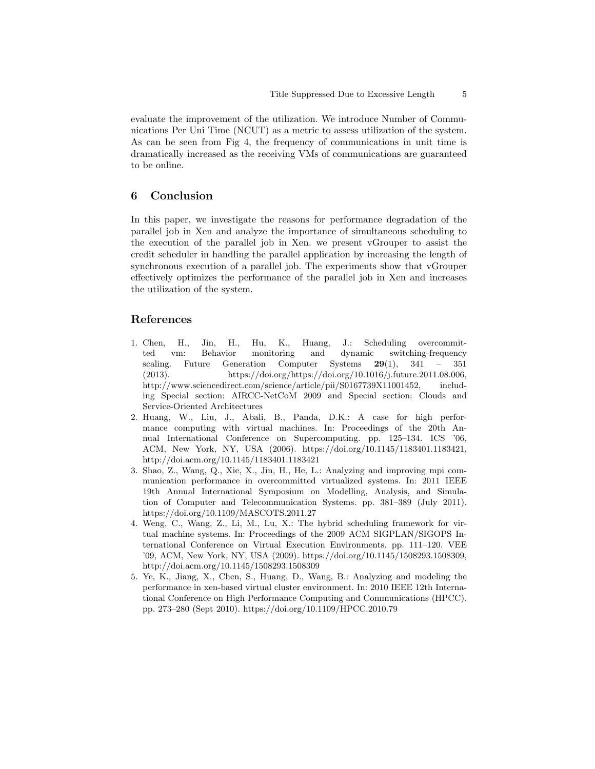evaluate the improvement of the utilization. We introduce Number of Communications Per Uni Time (NCUT) as a metric to assess utilization of the system. As can be seen from Fig 4, the frequency of communications in unit time is dramatically increased as the receiving VMs of communications are guaranteed to be online.

## 6 Conclusion

In this paper, we investigate the reasons for performance degradation of the parallel job in Xen and analyze the importance of simultaneous scheduling to the execution of the parallel job in Xen. we present vGrouper to assist the credit scheduler in handling the parallel application by increasing the length of synchronous execution of a parallel job. The experiments show that vGrouper effectively optimizes the performance of the parallel job in Xen and increases the utilization of the system.

## References

1. Chen, H., Jin, H., Hu, K., Huang, J.: Scheduling overcommitted vm: Behavior monitoring and dynamic switching-frequency scaling. Future Generation Computer Systems **29**(1), 341 – 351 (2013). https://doi.org/https://doi.org/10.1016/j.future.2011.08.006, http://www.sciencedirect.com/science/article/pii/S0167739X11001452, including Special section: AIRCC-NetCoM 2009 and Special section: Clouds and Service-Oriented Architectures
2. Huang, W., Liu, J., Abali, B., Panda, D.K.: A case for high performance computing with virtual machines. In: Proceedings of the 20th Annual International Conference on Supercomputing. pp. 125–134. ICS '06, ACM, New York, NY, USA (2006). https://doi.org/10.1145/1183401.1183421, http://doi.acm.org/10.1145/1183401.1183421
3. Shao, Z., Wang, Q., Xie, X., Jin, H., He, L.: Analyzing and improving mpi communication performance in overcommitted virtualized systems. In: 2011 IEEE 19th Annual International Symposium on Modelling, Analysis, and Simulation of Computer and Telecommunication Systems. pp. 381–389 (July 2011). https://doi.org/10.1109/MASCOTS.2011.27
4. Weng, C., Wang, Z., Li, M., Lu, X.: The hybrid scheduling framework for virtual machine systems. In: Proceedings of the 2009 ACM SIGPLAN/SIGOPS International Conference on Virtual Execution Environments. pp. 111–120. VEE '09, ACM, New York, NY, USA (2009). https://doi.org/10.1145/1508293.1508309, http://doi.acm.org/10.1145/1508293.1508309
5. Ye, K., Jiang, X., Chen, S., Huang, D., Wang, B.: Analyzing and modeling the performance in xen-based virtual cluster environment. In: 2010 IEEE 12th International Conference on High Performance Computing and Communications (HPCC). pp. 273–280 (Sept 2010). https://doi.org/10.1109/HPCC.2010.79